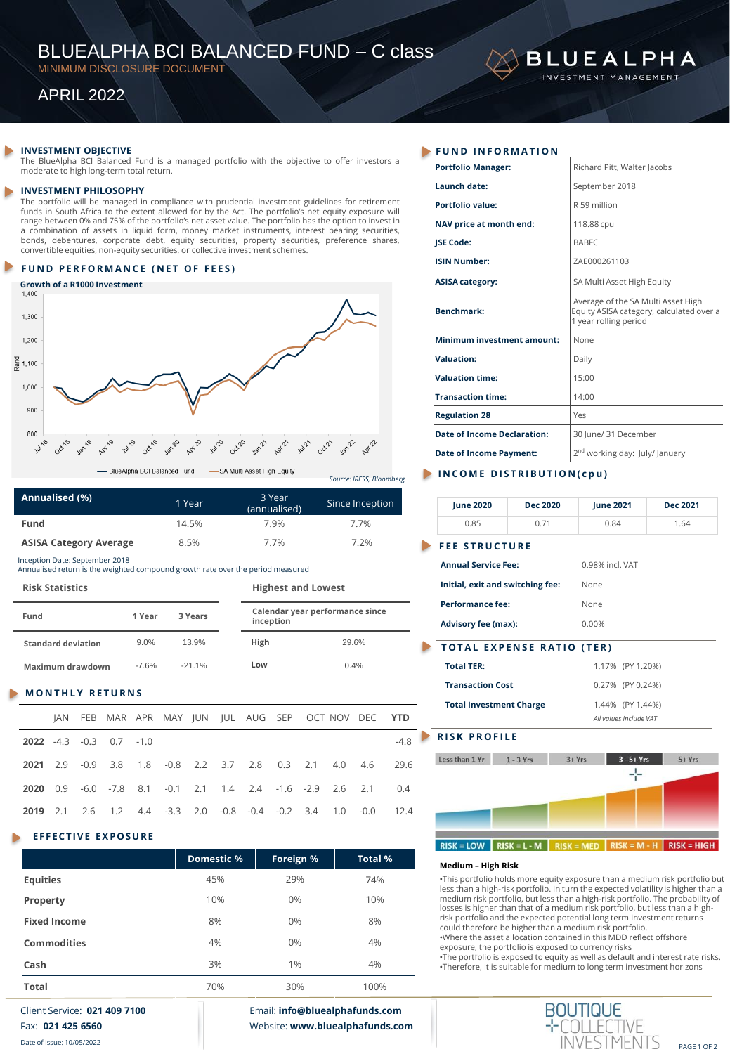# BLUEALPHA BCI BALANCED FUND – C class

MINIMUM DISCLOSURE DOCUMENT

APRIL 2022

## INVESTMENT OBJECTIVE

The BlueAlpha BCI Balanced Fund is a managed portfolio with the objective to offer investors a moderate to high long-term total return.

## INVESTMENT PHILOSOPHY

The portfolio will be managed in compliance with prudential investment guidelines for retirement funds in South Africa to the extent allowed for by the Act. The portfolio's net equity exposure will range between 0% and 75% of the portfolio's net asset value. The portfolio has the option to invest in a combination of assets in liquid form, money market instruments, interest bearing securities, bonds, debentures, corporate debt, equity securities, property securities, preference shares, convertible equities, non-equity securities, or collective investment schemes.

## FUND PERFORMANCE (NET OF FEES)

Growth of a R1000 Investment

— BlueAlpha BCI Balanced Fund — SA Multi Asset High Equity

Source: IRESS, Bloomberg

| Annualised (%) | 1 Year | 3 Year (annualised) | Since Inception |
|---|---|---|---|
| Fund | 14.5% | 7.9% | 7.7% |
| ASISA Category Average | 8.5% | 7.7% | 7.2% |

Inception Date: September 2018

Annualised return is the weighted compound growth rate over the period measured

### Risk Statistics

| Fund | 1 Year | 3 Years |
|---|---|---|
| Standard deviation | 9.0% | 13.9% |
| Maximum drawdown | -7.6% | -21.1% |

### Highest and Lowest

| Calendar year performance since inception | |
|---|---|
| High | 29.6% |
| Low | 0.4% |

## MONTHLY RETURNS

| | JAN | FEB | MAR | APR | MAY | JUN | JUL | AUG | SEP | OCT | NOV | DEC | YTD |
|---|---|---|---|---|---|---|---|---|---|---|---|---|---|
| 2022 | -4.3 | -0.3 | 0.7 | -1.0 | | | | | | | | | -4.8 |
| 2021 | 2.9 | -0.9 | 3.8 | 1.8 | -0.8 | 2.2 | 3.7 | 2.8 | 0.3 | 2.1 | 4.0 | 4.6 | 29.6 |
| 2020 | 0.9 | -6.0 | -7.8 | 8.1 | -0.1 | 2.1 | 1.4 | 2.4 | -1.6 | -2.9 | 2.6 | 2.1 | 0.4 |
| 2019 | 2.1 | 2.6 | 1.2 | 4.4 | -3.3 | 2.0 | -0.8 | -0.4 | -0.2 | 3.4 | 1.0 | -0.0 | 12.4 |

## EFFECTIVE EXPOSURE

| | Domestic % | Foreign % | Total % |
|---|---|---|---|
| Equities | 45% | 29% | 74% |
| Property | 10% | 0% | 10% |
| Fixed Income | 8% | 0% | 8% |
| Commodities | 4% | 0% | 4% |
| Cash | 3% | 1% | 4% |
| Total | 70% | 30% | 100% |

## FUND INFORMATION

| | |
|---|---|
| Portfolio Manager: | Richard Pitt, Walter Jacobs |
| Launch date: | September 2018 |
| Portfolio value: | R 59 million |
| NAV price at month end: | 118.88 cpu |
| JSE Code: | BABFC |
| ISIN Number: | ZAE000261103 |
| ASISA category: | SA Multi Asset High Equity |
| Benchmark: | Average of the SA Multi Asset High Equity ASISA category, calculated over a 1 year rolling period |
| Minimum investment amount: | None |
| Valuation: | Daily |
| Valuation time: | 15:00 |
| Transaction time: | 14:00 |
| Regulation 28 | Yes |
| Date of Income Declaration: | 30 June/ 31 December |
| Date of Income Payment: | 2nd working day: July/ January |

## INCOME DISTRIBUTION(cpu)

| June 2020 | Dec 2020 | June 2021 | Dec 2021 |
|---|---|---|---|
| 0.85 | 0.71 | 0.84 | 1.64 |

## FEE STRUCTURE

| | |
|---|---|
| Annual Service Fee: | 0.98% incl. VAT |
| Initial, exit and switching fee: | None |
| Performance fee: | None |
| Advisory fee (max): | 0.00% |

## TOTAL EXPENSE RATIO (TER)

| | |
|---|---|
| Total TER: | 1.17% (PY 1.20%) |
| Transaction Cost | 0.27% (PY 0.24%) |
| Total Investment Charge | 1.44% (PY 1.44%) |

*All values include VAT*

## RISK PROFILE

Less than 1 Yr | 1 - 3 Yrs | 3+ Yrs | 3 - 5+ Yrs | 5+ Yrs

RISK = LOW | RISK = L - M | RISK = MED | RISK = M - H | RISK = HIGH

**Medium – High Risk**

- This portfolio holds more equity exposure than a medium risk portfolio but less than a high-risk portfolio. In turn the expected volatility is higher than a medium risk portfolio, but less than a high-risk portfolio. The probability of losses is higher than that of a medium risk portfolio, but less than a high-risk portfolio and the expected potential long term investment returns could therefore be higher than a medium risk portfolio.
- Where the asset allocation contained in this MDD reflect offshore exposure, the portfolio is exposed to currency risks
- The portfolio is exposed to equity as well as default and interest rate risks.
- Therefore, it is suitable for medium to long term investment horizons

Client Service: **021 409 7100**

Fax: **021 425 6560**

Email: **info@bluealphafunds.com**

Website: **www.bluealphafunds.com**

Date of Issue: 10/05/2022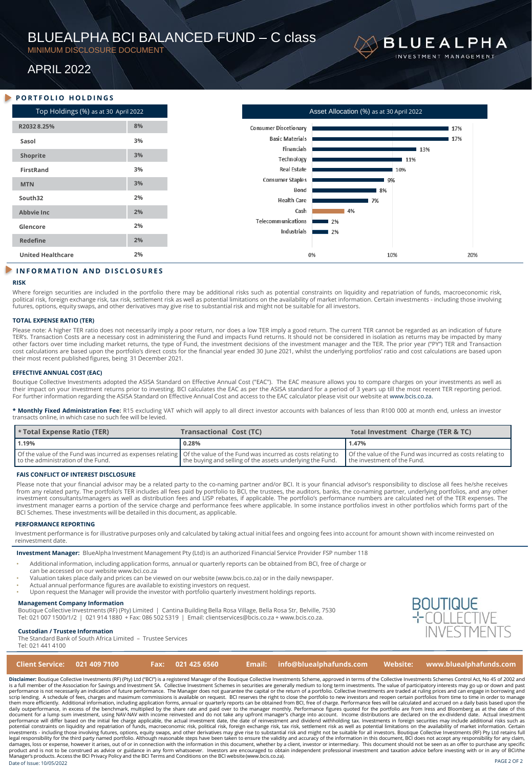# BLUEALPHA BCI BALANCED FUND – C class

MINIMUM DISCLOSURE DOCUMENT

APRIL 2022

BLUEALPHA INVESTMENT MANAGEMENT

## PORTFOLIO HOLDINGS

| Top Holdings (%) as at 30 April 2022 | |
|---|---|
| R2032 8.25% | 8% |
| Sasol | 3% |
| Shoprite | 3% |
| FirstRand | 3% |
| MTN | 3% |
| South32 | 2% |
| Abbvie Inc | 2% |
| Glencore | 2% |
| Redefine | 2% |
| United Healthcare | 2% |

Asset Allocation (%) as at 30 April 2022

Consumer Discetionary 17%
Basic Materials 17%
Financials 13%
Technology 11%
Real Estate 10%
Consumer Staples 9%
Bond 8%
Health Care 7%
Cash 4%
Telecommunications 2%
Industrials 2%

0% 10% 20%

## INFORMATION AND DISCLOSURES

### RISK

Where foreign securities are included in the portfolio there may be additional risks such as potential constraints on liquidity and repatriation of funds, macroeconomic risk, political risk, foreign exchange risk, tax risk, settlement risk as well as potential limitations on the availability of market information. Certain investments - including those involving futures, options, equity swaps, and other derivatives may give rise to substantial risk and might not be suitable for all investors.

### TOTAL EXPENSE RATIO (TER)

Please note: A higher TER ratio does not necessarily imply a poor return, nor does a low TER imply a good return. The current TER cannot be regarded as an indication of future TER's. Transaction Costs are a necessary cost in administering the Fund and impacts Fund returns. It should not be considered in isolation as returns may be impacted by many other factors over time including market returns, the type of Fund, the investment decisions of the investment manager and the TER. The prior year ("PY") TER and Transaction cost calculations are based upon the portfolio's direct costs for the financial year ended 30 June 2021, whilst the underlying portfolios' ratio and cost calculations are based upon their most recent published figures, being 31 December 2021.

### EFFECTIVE ANNUAL COST (EAC)

Boutique Collective Investments adopted the ASISA Standard on Effective Annual Cost ("EAC"). The EAC measure allows you to compare charges on your investments as well as their impact on your investment returns prior to investing. BCI calculates the EAC as per the ASISA standard for a period of 3 years up till the most recent TER reporting period. For further information regarding the ASISA Standard on Effective Annual Cost and access to the EAC calculator please visit our website at www.bcis.co.za.

**\* Monthly Fixed Administration Fee:** R15 excluding VAT which will apply to all direct investor accounts with balances of less than R100 000 at month end, unless an investor transacts online, in which case no such fee will be levied.

| * Total Expense Ratio (TER) | Transactional Cost (TC) | Total Investment Charge (TER & TC) |
|---|---|---|
| 1.19% | 0.28% | 1.47% |
| Of the value of the Fund was incurred as expenses relating to the administration of the Fund. | Of the value of the Fund was incurred as costs relating to the buying and selling of the assets underlying the Fund. | Of the value of the Fund was incurred as costs relating to the investment of the Fund. |

### FAIS CONFLICT OF INTEREST DISCLOSURE

Please note that your financial advisor may be a related party to the co-naming partner and/or BCI. It is your financial advisor's responsibility to disclose all fees he/she receives from any related party. The portfolio's TER includes all fees paid by portfolio to BCI, the trustees, the auditors, banks, the co-naming partner, underlying portfolios, and any other investment consultants/managers as well as distribution fees and LISP rebates, if applicable. The portfolio's performance numbers are calculated net of the TER expenses. The investment manager earns a portion of the service charge and performance fees where applicable. In some instance portfolios invest in other portfolios which forms part of the BCI Schemes. These investments will be detailed in this document, as applicable.

### PERFORMANCE REPORTING

Investment performance is for illustrative purposes only and calculated by taking actual initial fees and ongoing fees into account for amount shown with income reinvested on reinvestment date.

**Investment Manager:** BlueAlpha Investment Management Pty (Ltd) is an authorized Financial Service Provider FSP number 118

- Additional information, including application forms, annual or quarterly reports can be obtained from BCI, free of charge or can be accessed on our website www.bci.co.za
- Valuation takes place daily and prices can be viewed on our website (www.bcis.co.za) or in the daily newspaper.
- Actual annual performance figures are available to existing investors on request.
- Upon request the Manager will provide the investor with portfolio quarterly investment holdings reports.

**Management Company Information**

Boutique Collective Investments (RF) (Pty) Limited | Cantina Building Bella Rosa Village, Bella Rosa Str, Belville, 7530
Tel: 021 007 1500/1/2 | 021 914 1880 + Fax: 086 502 5319 | Email: clientservices@bcis.co.za + www.bcis.co.za.

**Custodian / Trustee Information**

The Standard Bank of South Africa Limited – Trustee Services
Tel: 021 441 4100

BOUTIQUE COLLECTIVE INVESTMENTS

**Client Service:** 021 409 7100 **Fax:** 021 425 6560 **Email:** info@bluealphafunds.com **Website:** www.bluealphafunds.com

**Disclaimer:** Boutique Collective Investments (RF) (Pty) Ltd ("BCI") is a registered Manager of the Boutique Collective Investments Scheme, approved in terms of the Collective Investments Schemes Control Act, No 45 of 2002 and is a full member of the Association for Savings and Investment SA. Collective Investment Schemes in securities are generally medium to long term investments. The value of participatory interests may go up or down and past performance is not necessarily an indication of future performance. The Manager does not guarantee the capital or the return of a portfolio. Collective Investments are traded at ruling prices and can engage in borrowing and scrip lending. A schedule of fees, charges and maximum commissions is available on request. BCI reserves the right to close the portfolio to new investors and reopen certain portfolios from time to time in order to manage them more efficiently. Additional information, including application forms, annual or quarterly reports can be obtained from BCI, free of charge. Performance fees will be calculated and accrued on a daily basis based upon the daily outperformance, in excess of the benchmark, multiplied by the share rate and paid over to the manager monthly. Performance figures quoted for the portfolio are from Iress and Bloomberg as at the date of this document for a lump sum investment, using NAV-NAV with income reinvested and do not take any upfront manager's charge into account. Income distributions are declared on the ex-dividend date. Actual investment performance will differ based on the initial fee charge applicable, the actual investment date, the date of reinvestment and dividend withholding tax. Investments in foreign securities may include additional risks such as potential constraints on liquidity and repatriation of funds, macroeconomic risk, political risk, foreign exchange risk, tax risk, settlement risk as well as potential limitations on the availability of market information. Certain investments - including those involving futures, options, equity swaps, and other derivatives may give rise to substantial risk and might not be suitable for all investors. Boutique Collective Investments (RF) Pty Ltd retains full legal responsibility for the third party named portfolio. Although reasonable steps have been taken to ensure the validity and accuracy of the information in this document, BCI does not accept any responsibility for any claim, damages, loss or expense, however it arises, out of or in connection with the information in this document, whether by a client, investor or intermediary. This document should not be seen as an offer to purchase any specific product and is not to be construed as advice or guidance in any form whatsoever. Investors are encouraged to obtain independent professional investment and taxation advice before investing with or in any of BCI/the Manager's products. Access the BCI Privacy Policy and the BCI Terms and Conditions on the BCI website (www.bcis.co.za).

Date of Issue: 10/05/2022